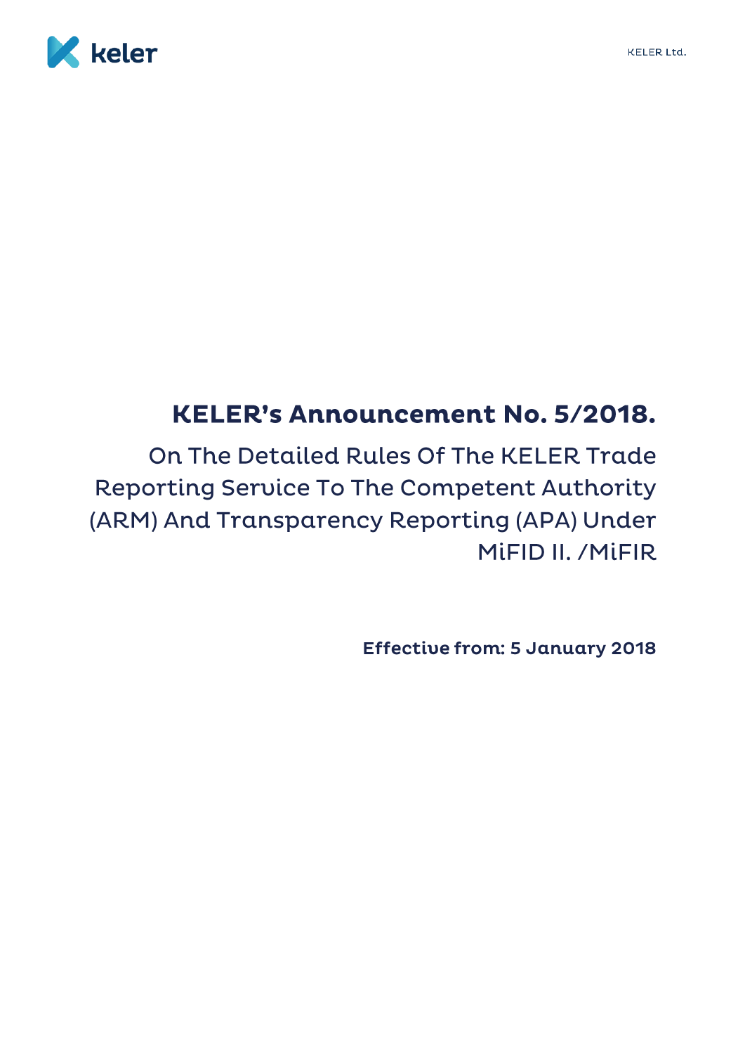# KELER's Announcement No. 5/2018.

## On The Detailed Rules Of The KELER Trade Reporting Service To The Competent Authority (ARM) And Transparency Reporting (APA) Under MiFID II. /MiFIR

**Effective from: 5 January 2018**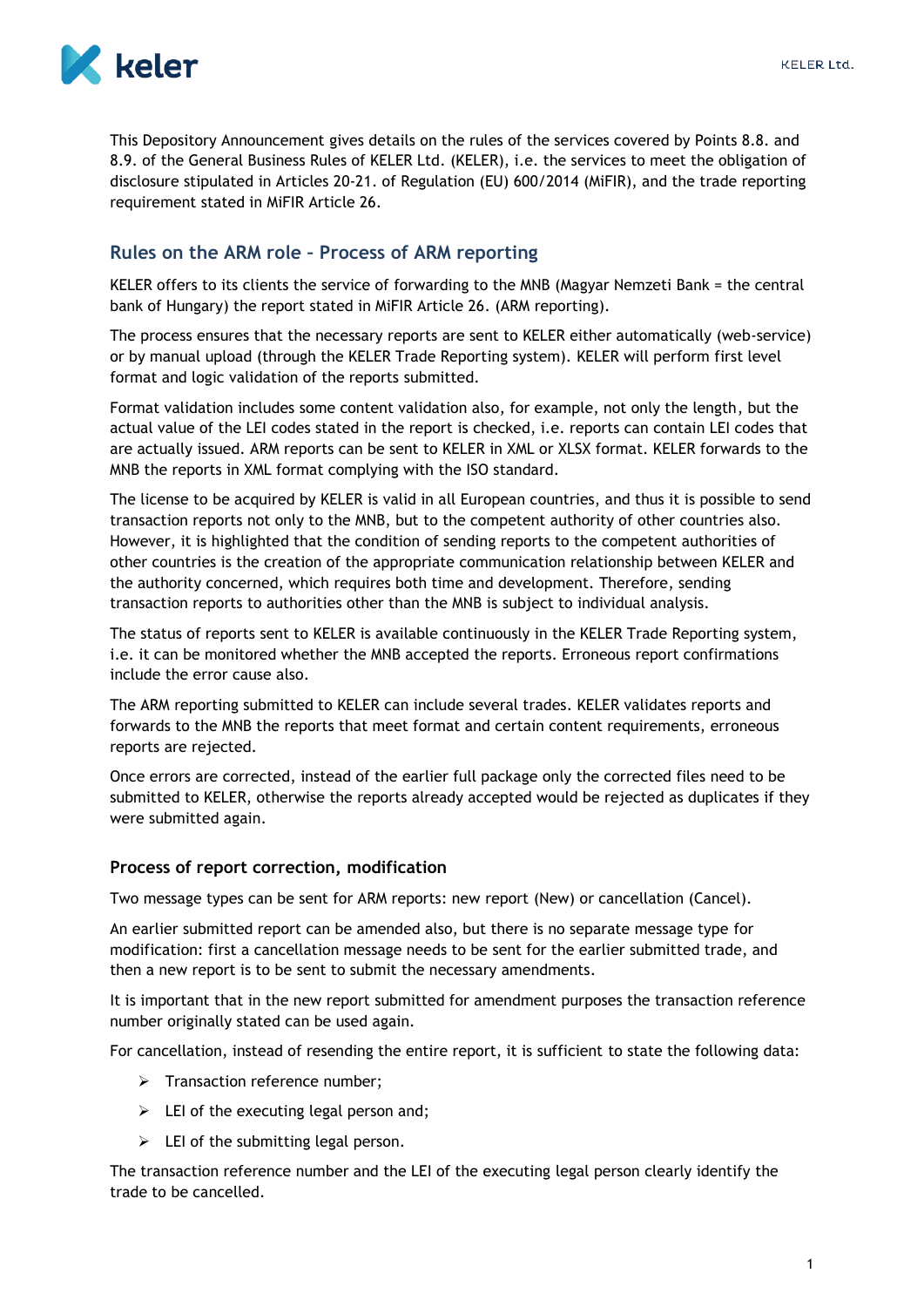This Depository Announcement gives details on the rules of the services covered by Points 8.8. and 8.9. of the General Business Rules of KELER Ltd. (KELER), i.e. the services to meet the obligation of disclosure stipulated in Articles 20-21. of Regulation (EU) 600/2014 (MiFIR), and the trade reporting requirement stated in MiFIR Article 26.

## Rules on the ARM role – Process of ARM reporting

KELER offers to its clients the service of forwarding to the MNB (Magyar Nemzeti Bank = the central bank of Hungary) the report stated in MiFIR Article 26. (ARM reporting).

The process ensures that the necessary reports are sent to KELER either automatically (web-service) or by manual upload (through the KELER Trade Reporting system). KELER will perform first level format and logic validation of the reports submitted.

Format validation includes some content validation also, for example, not only the length, but the actual value of the LEI codes stated in the report is checked, i.e. reports can contain LEI codes that are actually issued. ARM reports can be sent to KELER in XML or XLSX format. KELER forwards to the MNB the reports in XML format complying with the ISO standard.

The license to be acquired by KELER is valid in all European countries, and thus it is possible to send transaction reports not only to the MNB, but to the competent authority of other countries also. However, it is highlighted that the condition of sending reports to the competent authorities of other countries is the creation of the appropriate communication relationship between KELER and the authority concerned, which requires both time and development. Therefore, sending transaction reports to authorities other than the MNB is subject to individual analysis.

The status of reports sent to KELER is available continuously in the KELER Trade Reporting system, i.e. it can be monitored whether the MNB accepted the reports. Erroneous report confirmations include the error cause also.

The ARM reporting submitted to KELER can include several trades. KELER validates reports and forwards to the MNB the reports that meet format and certain content requirements, erroneous reports are rejected.

Once errors are corrected, instead of the earlier full package only the corrected files need to be submitted to KELER, otherwise the reports already accepted would be rejected as duplicates if they were submitted again.

### Process of report correction, modification

Two message types can be sent for ARM reports: new report (New) or cancellation (Cancel).

An earlier submitted report can be amended also, but there is no separate message type for modification: first a cancellation message needs to be sent for the earlier submitted trade, and then a new report is to be sent to submit the necessary amendments.

It is important that in the new report submitted for amendment purposes the transaction reference number originally stated can be used again.

For cancellation, instead of resending the entire report, it is sufficient to state the following data:

- Transaction reference number;
- LEI of the executing legal person and;
- LEI of the submitting legal person.

The transaction reference number and the LEI of the executing legal person clearly identify the trade to be cancelled.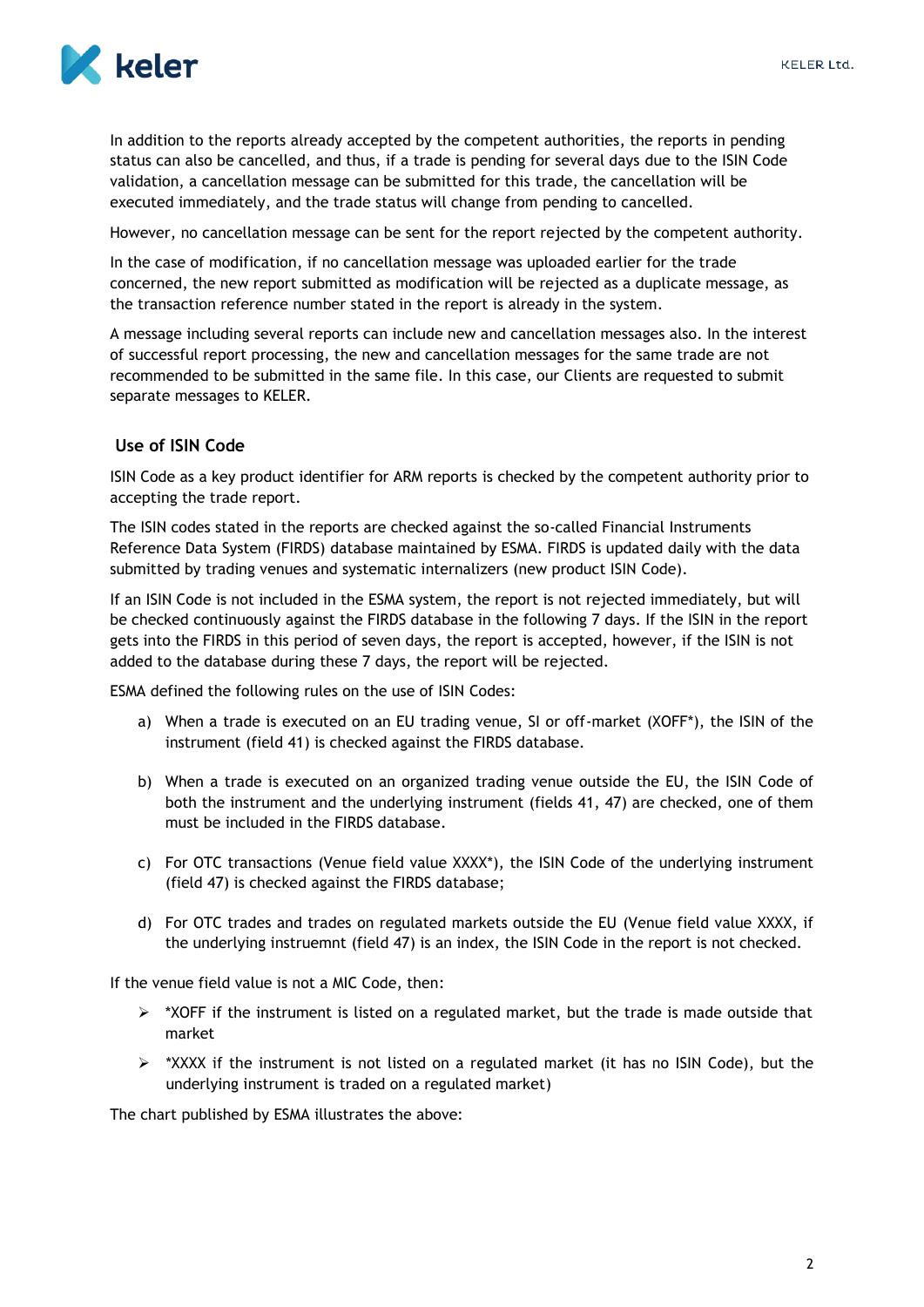In addition to the reports already accepted by the competent authorities, the reports in pending status can also be cancelled, and thus, if a trade is pending for several days due to the ISIN Code validation, a cancellation message can be submitted for this trade, the cancellation will be executed immediately, and the trade status will change from pending to cancelled.

However, no cancellation message can be sent for the report rejected by the competent authority.

In the case of modification, if no cancellation message was uploaded earlier for the trade concerned, the new report submitted as modification will be rejected as a duplicate message, as the transaction reference number stated in the report is already in the system.

A message including several reports can include new and cancellation messages also. In the interest of successful report processing, the new and cancellation messages for the same trade are not recommended to be submitted in the same file. In this case, our Clients are requested to submit separate messages to KELER.

## Use of ISIN Code

ISIN Code as a key product identifier for ARM reports is checked by the competent authority prior to accepting the trade report.

The ISIN codes stated in the reports are checked against the so-called Financial Instruments Reference Data System (FIRDS) database maintained by ESMA. FIRDS is updated daily with the data submitted by trading venues and systematic internalizers (new product ISIN Code).

If an ISIN Code is not included in the ESMA system, the report is not rejected immediately, but will be checked continuously against the FIRDS database in the following 7 days. If the ISIN in the report gets into the FIRDS in this period of seven days, the report is accepted, however, if the ISIN is not added to the database during these 7 days, the report will be rejected.

ESMA defined the following rules on the use of ISIN Codes:

a) When a trade is executed on an EU trading venue, SI or off-market (XOFF*), the ISIN of the instrument (field 41) is checked against the FIRDS database.

b) When a trade is executed on an organized trading venue outside the EU, the ISIN Code of both the instrument and the underlying instrument (fields 41, 47) are checked, one of them must be included in the FIRDS database.

c) For OTC transactions (Venue field value XXXX*), the ISIN Code of the underlying instrument (field 47) is checked against the FIRDS database;

d) For OTC trades and trades on regulated markets outside the EU (Venue field value XXXX, if the underlying instruemnt (field 47) is an index, the ISIN Code in the report is not checked.

If the venue field value is not a MIC Code, then:

- *XOFF if the instrument is listed on a regulated market, but the trade is made outside that market
- *XXXX if the instrument is not listed on a regulated market (it has no ISIN Code), but the underlying instrument is traded on a regulated market)

The chart published by ESMA illustrates the above: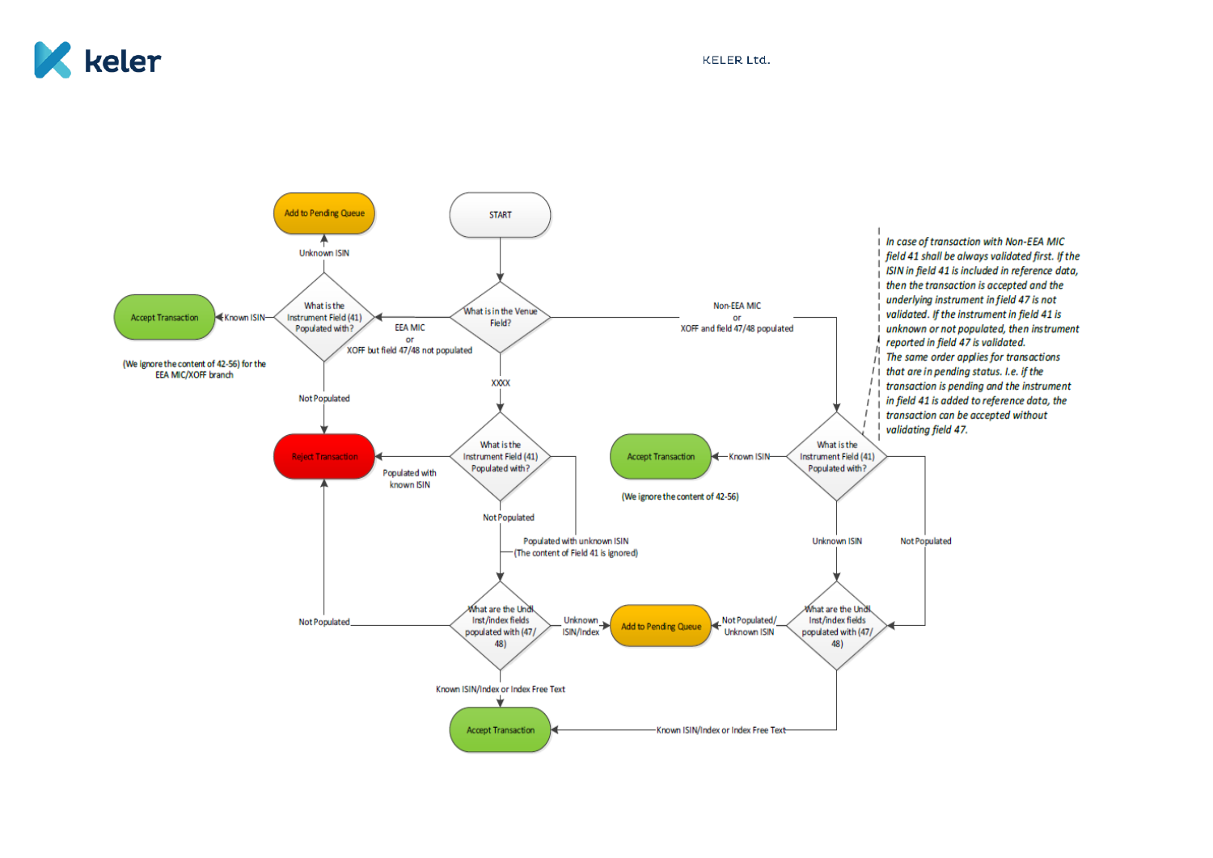START

What is in the Venue Field?

- EEA MIC or XOFF but field 47/48 not populated → What is the Instrument Field (41) Populated with?
  - Known ISIN → Accept Transaction
  - Unknown ISIN → Add to Pending Queue
  - Not Populated → Reject Transaction

(We ignore the content of 42-56) for the EEA MIC/XOFF branch

- XXXX → What is the Instrument Field (41) Populated with?
  - Populated with known ISIN → Reject Transaction
  - Not Populated → What are the Undl Inst/index fields populated with (47/48)
  - Populated with unknown ISIN (The content of Field 41 is ignored) → What are the Undl Inst/index fields populated with (47/48)
    - Not Populated → Reject Transaction
    - Unknown ISIN/Index → Add to Pending Queue
    - Known ISIN/Index or Index Free Text → Accept Transaction

- Non-EEA MIC or XOFF and field 47/48 populated → What is the Instrument Field (41) Populated with?
  - Known ISIN → Accept Transaction
  - Unknown ISIN → What are the Undl Inst/index fields populated with (47/48)
  - Not Populated → What are the Undl Inst/index fields populated with (47/48)
    - Not Populated/ Unknown ISIN → Add to Pending Queue
    - Known ISIN/Index or Index Free Text → Accept Transaction

(We ignore the content of 42-56)

*In case of transaction with Non-EEA MIC field 41 shall be always validated first. If the ISIN in field 41 is included in reference data, then the transaction is accepted and the underlying instrument in field 47 is not validated. If the instrument in field 41 is unknown or not populated, then instrument reported in field 47 is validated.*
*The same order applies for transactions that are in pending status. I.e. if the transaction is pending and the instrument in field 41 is added to reference data, the transaction can be accepted without validating field 47.*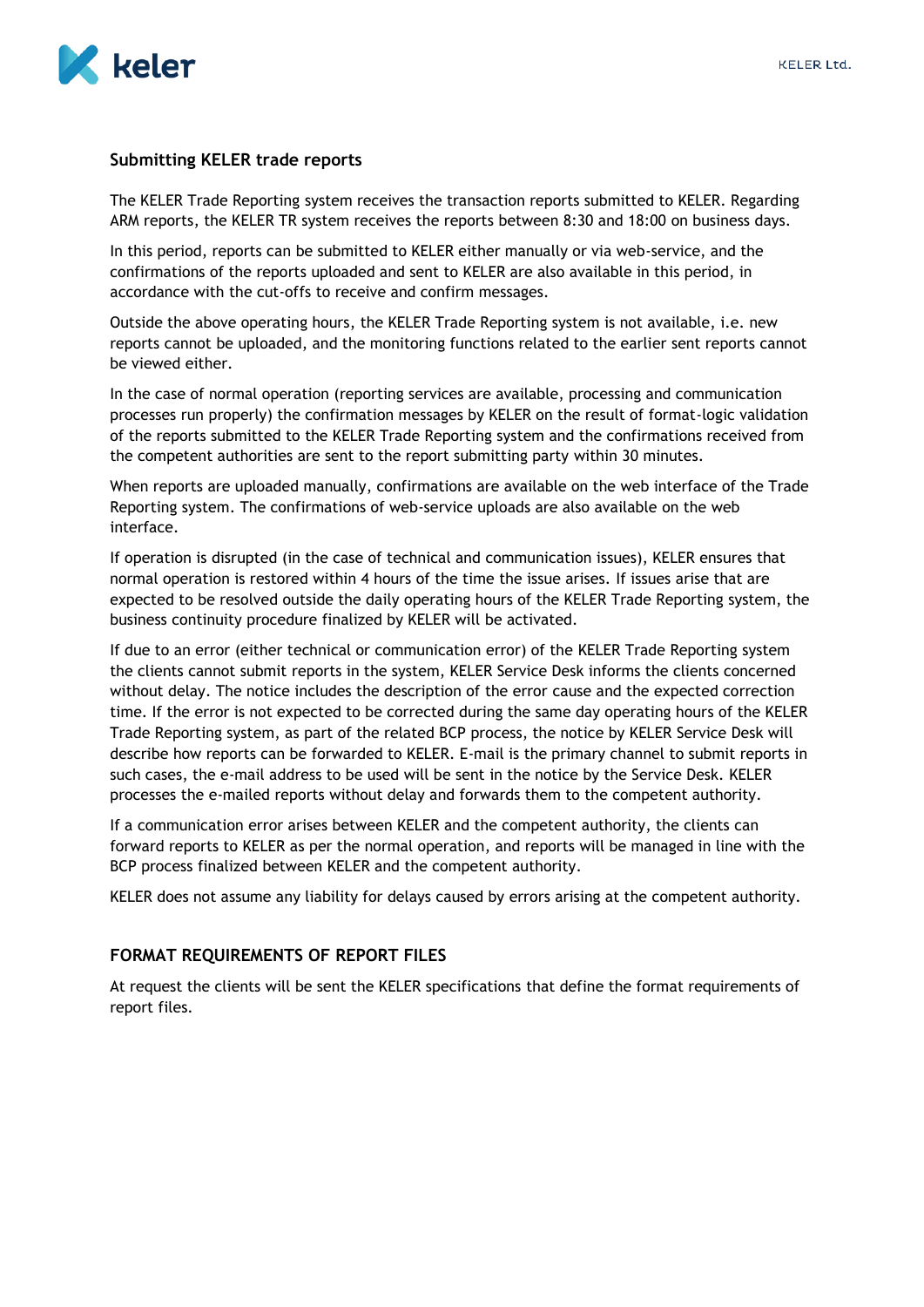## Submitting KELER trade reports

The KELER Trade Reporting system receives the transaction reports submitted to KELER. Regarding ARM reports, the KELER TR system receives the reports between 8:30 and 18:00 on business days.

In this period, reports can be submitted to KELER either manually or via web-service, and the confirmations of the reports uploaded and sent to KELER are also available in this period, in accordance with the cut-offs to receive and confirm messages.

Outside the above operating hours, the KELER Trade Reporting system is not available, i.e. new reports cannot be uploaded, and the monitoring functions related to the earlier sent reports cannot be viewed either.

In the case of normal operation (reporting services are available, processing and communication processes run properly) the confirmation messages by KELER on the result of format-logic validation of the reports submitted to the KELER Trade Reporting system and the confirmations received from the competent authorities are sent to the report submitting party within 30 minutes.

When reports are uploaded manually, confirmations are available on the web interface of the Trade Reporting system. The confirmations of web-service uploads are also available on the web interface.

If operation is disrupted (in the case of technical and communication issues), KELER ensures that normal operation is restored within 4 hours of the time the issue arises. If issues arise that are expected to be resolved outside the daily operating hours of the KELER Trade Reporting system, the business continuity procedure finalized by KELER will be activated.

If due to an error (either technical or communication error) of the KELER Trade Reporting system the clients cannot submit reports in the system, KELER Service Desk informs the clients concerned without delay. The notice includes the description of the error cause and the expected correction time. If the error is not expected to be corrected during the same day operating hours of the KELER Trade Reporting system, as part of the related BCP process, the notice by KELER Service Desk will describe how reports can be forwarded to KELER. E-mail is the primary channel to submit reports in such cases, the e-mail address to be used will be sent in the notice by the Service Desk. KELER processes the e-mailed reports without delay and forwards them to the competent authority.

If a communication error arises between KELER and the competent authority, the clients can forward reports to KELER as per the normal operation, and reports will be managed in line with the BCP process finalized between KELER and the competent authority.

KELER does not assume any liability for delays caused by errors arising at the competent authority.

## FORMAT REQUIREMENTS OF REPORT FILES

At request the clients will be sent the KELER specifications that define the format requirements of report files.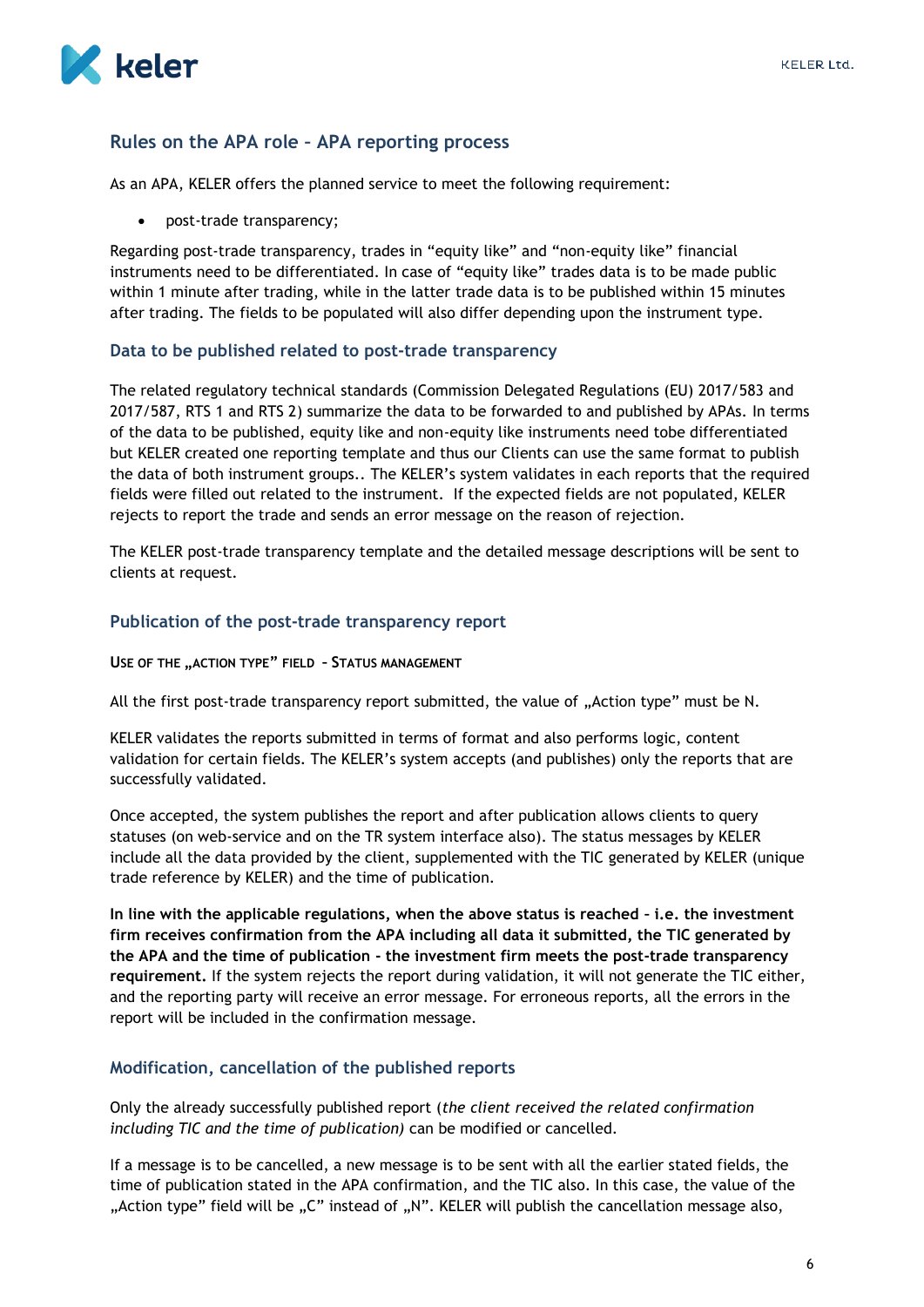## Rules on the APA role – APA reporting process

As an APA, KELER offers the planned service to meet the following requirement:

- post-trade transparency;

Regarding post-trade transparency, trades in "equity like" and "non-equity like" financial instruments need to be differentiated. In case of "equity like" trades data is to be made public within 1 minute after trading, while in the latter trade data is to be published within 15 minutes after trading. The fields to be populated will also differ depending upon the instrument type.

### Data to be published related to post-trade transparency

The related regulatory technical standards (Commission Delegated Regulations (EU) 2017/583 and 2017/587, RTS 1 and RTS 2) summarize the data to be forwarded to and published by APAs. In terms of the data to be published, equity like and non-equity like instruments need tobe differentiated but KELER created one reporting template and thus our Clients can use the same format to publish the data of both instrument groups.. The KELER's system validates in each reports that the required fields were filled out related to the instrument. If the expected fields are not populated, KELER rejects to report the trade and sends an error message on the reason of rejection.

The KELER post-trade transparency template and the detailed message descriptions will be sent to clients at request.

### Publication of the post-trade transparency report

**USE OF THE „ACTION TYPE" FIELD – STATUS MANAGEMENT**

All the first post-trade transparency report submitted, the value of „Action type" must be N.

KELER validates the reports submitted in terms of format and also performs logic, content validation for certain fields. The KELER's system accepts (and publishes) only the reports that are successfully validated.

Once accepted, the system publishes the report and after publication allows clients to query statuses (on web-service and on the TR system interface also). The status messages by KELER include all the data provided by the client, supplemented with the TIC generated by KELER (unique trade reference by KELER) and the time of publication.

**In line with the applicable regulations, when the above status is reached – i.e. the investment firm receives confirmation from the APA including all data it submitted, the TIC generated by the APA and the time of publication - the investment firm meets the post-trade transparency requirement.** If the system rejects the report during validation, it will not generate the TIC either, and the reporting party will receive an error message. For erroneous reports, all the errors in the report will be included in the confirmation message.

### Modification, cancellation of the published reports

Only the already successfully published report (*the client received the related confirmation including TIC and the time of publication)* can be modified or cancelled.

If a message is to be cancelled, a new message is to be sent with all the earlier stated fields, the time of publication stated in the APA confirmation, and the TIC also. In this case, the value of the „Action type" field will be „C" instead of „N". KELER will publish the cancellation message also,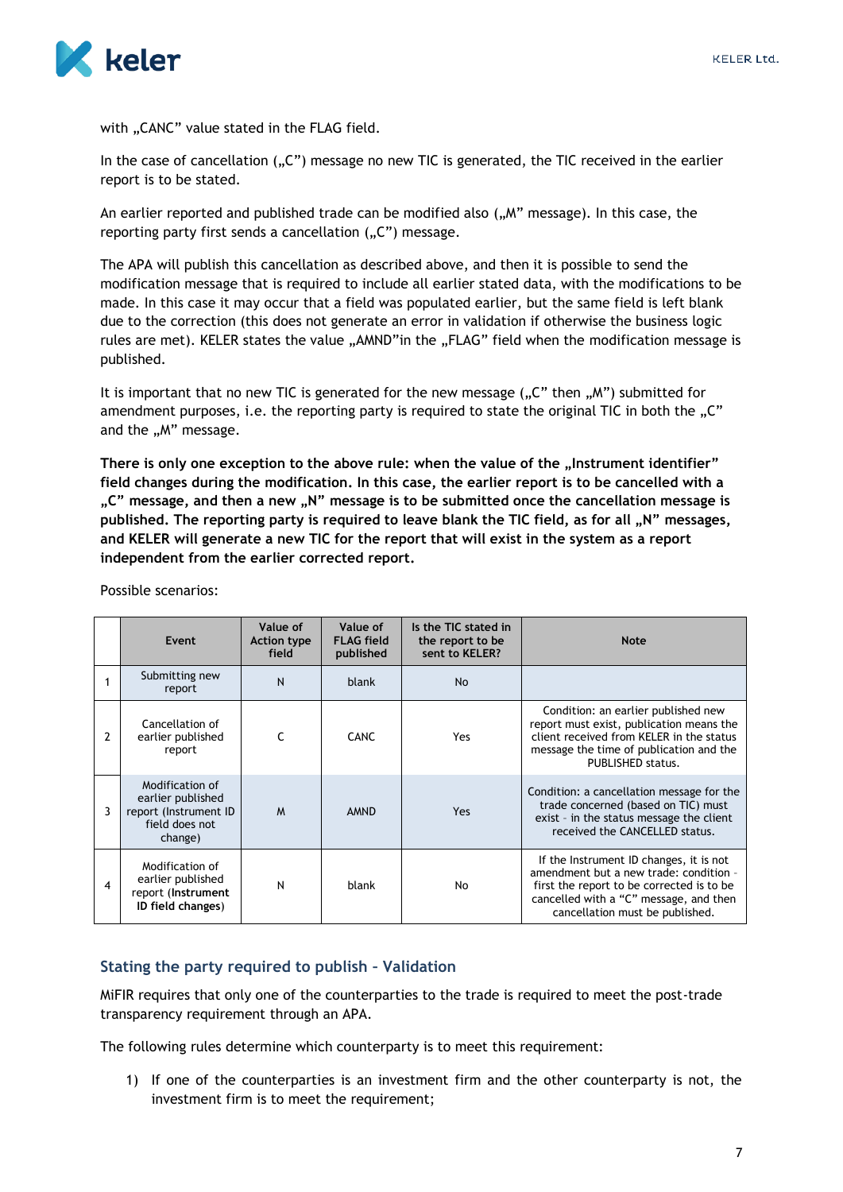with „CANC" value stated in the FLAG field.

In the case of cancellation („C") message no new TIC is generated, the TIC received in the earlier report is to be stated.

An earlier reported and published trade can be modified also („M" message). In this case, the reporting party first sends a cancellation („C") message.

The APA will publish this cancellation as described above, and then it is possible to send the modification message that is required to include all earlier stated data, with the modifications to be made. In this case it may occur that a field was populated earlier, but the same field is left blank due to the correction (this does not generate an error in validation if otherwise the business logic rules are met). KELER states the value „AMND"in the „FLAG" field when the modification message is published.

It is important that no new TIC is generated for the new message („C" then „M") submitted for amendment purposes, i.e. the reporting party is required to state the original TIC in both the „C" and the „M" message.

**There is only one exception to the above rule: when the value of the „Instrument identifier" field changes during the modification. In this case, the earlier report is to be cancelled with a „C" message, and then a new „N" message is to be submitted once the cancellation message is published. The reporting party is required to leave blank the TIC field, as for all „N" messages, and KELER will generate a new TIC for the report that will exist in the system as a report independent from the earlier corrected report.**

Possible scenarios:

| | Event | Value of Action type field | Value of FLAG field published | Is the TIC stated in the report to be sent to KELER? | Note |
|---|---|---|---|---|---|
| 1 | Submitting new report | N | blank | No | |
| 2 | Cancellation of earlier published report | C | CANC | Yes | Condition: an earlier published new report must exist, publication means the client received from KELER in the status message the time of publication and the PUBLISHED status. |
| 3 | Modification of earlier published report (Instrument ID field does not change) | M | AMND | Yes | Condition: a cancellation message for the trade concerned (based on TIC) must exist - in the status message the client received the CANCELLED status. |
| 4 | Modification of earlier published report (**Instrument ID field changes**) | N | blank | No | If the Instrument ID changes, it is not amendment but a new trade: condition - first the report to be corrected is to be cancelled with a "C" message, and then cancellation must be published. |

## Stating the party required to publish – Validation

MiFIR requires that only one of the counterparties to the trade is required to meet the post-trade transparency requirement through an APA.

The following rules determine which counterparty is to meet this requirement:

1) If one of the counterparties is an investment firm and the other counterparty is not, the investment firm is to meet the requirement;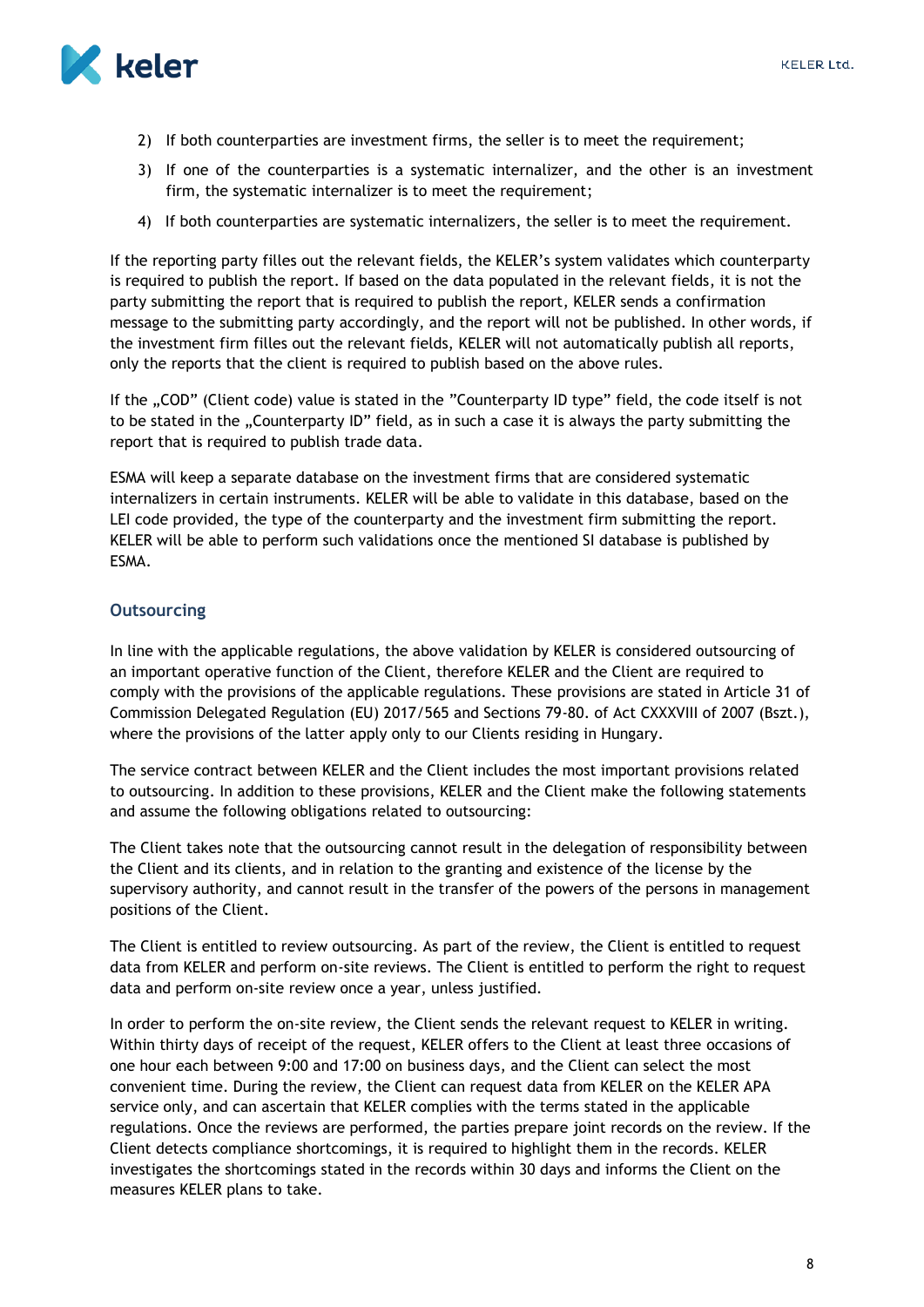2) If both counterparties are investment firms, the seller is to meet the requirement;
3) If one of the counterparties is a systematic internalizer, and the other is an investment firm, the systematic internalizer is to meet the requirement;
4) If both counterparties are systematic internalizers, the seller is to meet the requirement.

If the reporting party filles out the relevant fields, the KELER's system validates which counterparty is required to publish the report. If based on the data populated in the relevant fields, it is not the party submitting the report that is required to publish the report, KELER sends a confirmation message to the submitting party accordingly, and the report will not be published. In other words, if the investment firm filles out the relevant fields, KELER will not automatically publish all reports, only the reports that the client is required to publish based on the above rules.

If the „COD" (Client code) value is stated in the "Counterparty ID type" field, the code itself is not to be stated in the „Counterparty ID" field, as in such a case it is always the party submitting the report that is required to publish trade data.

ESMA will keep a separate database on the investment firms that are considered systematic internalizers in certain instruments. KELER will be able to validate in this database, based on the LEI code provided, the type of the counterparty and the investment firm submitting the report. KELER will be able to perform such validations once the mentioned SI database is published by ESMA.

### Outsourcing

In line with the applicable regulations, the above validation by KELER is considered outsourcing of an important operative function of the Client, therefore KELER and the Client are required to comply with the provisions of the applicable regulations. These provisions are stated in Article 31 of Commission Delegated Regulation (EU) 2017/565 and Sections 79-80. of Act CXXXVIII of 2007 (Bszt.), where the provisions of the latter apply only to our Clients residing in Hungary.

The service contract between KELER and the Client includes the most important provisions related to outsourcing. In addition to these provisions, KELER and the Client make the following statements and assume the following obligations related to outsourcing:

The Client takes note that the outsourcing cannot result in the delegation of responsibility between the Client and its clients, and in relation to the granting and existence of the license by the supervisory authority, and cannot result in the transfer of the powers of the persons in management positions of the Client.

The Client is entitled to review outsourcing. As part of the review, the Client is entitled to request data from KELER and perform on-site reviews. The Client is entitled to perform the right to request data and perform on-site review once a year, unless justified.

In order to perform the on-site review, the Client sends the relevant request to KELER in writing. Within thirty days of receipt of the request, KELER offers to the Client at least three occasions of one hour each between 9:00 and 17:00 on business days, and the Client can select the most convenient time. During the review, the Client can request data from KELER on the KELER APA service only, and can ascertain that KELER complies with the terms stated in the applicable regulations. Once the reviews are performed, the parties prepare joint records on the review. If the Client detects compliance shortcomings, it is required to highlight them in the records. KELER investigates the shortcomings stated in the records within 30 days and informs the Client on the measures KELER plans to take.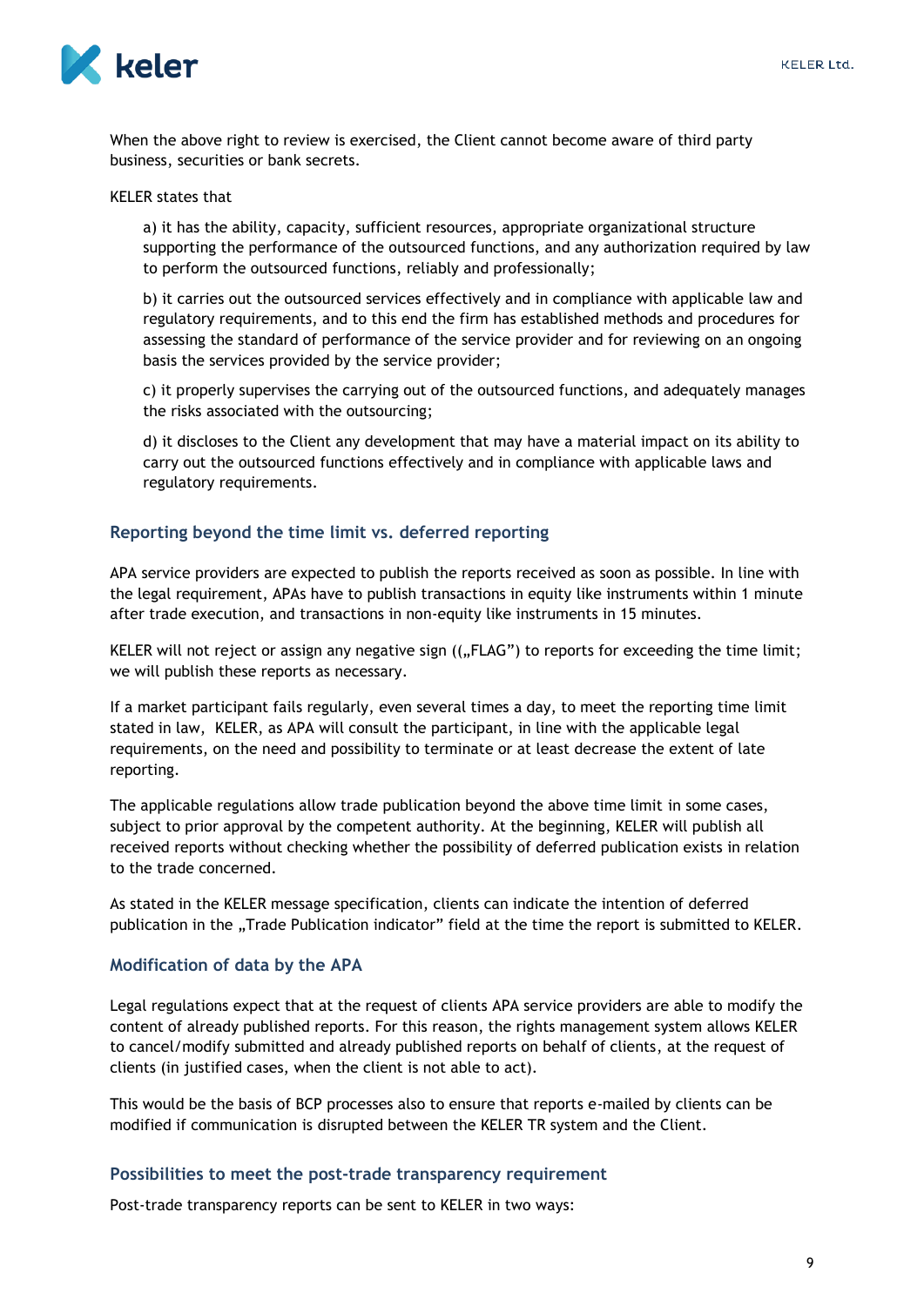When the above right to review is exercised, the Client cannot become aware of third party business, securities or bank secrets.

KELER states that

a) it has the ability, capacity, sufficient resources, appropriate organizational structure supporting the performance of the outsourced functions, and any authorization required by law to perform the outsourced functions, reliably and professionally;

b) it carries out the outsourced services effectively and in compliance with applicable law and regulatory requirements, and to this end the firm has established methods and procedures for assessing the standard of performance of the service provider and for reviewing on an ongoing basis the services provided by the service provider;

c) it properly supervises the carrying out of the outsourced functions, and adequately manages the risks associated with the outsourcing;

d) it discloses to the Client any development that may have a material impact on its ability to carry out the outsourced functions effectively and in compliance with applicable laws and regulatory requirements.

### Reporting beyond the time limit vs. deferred reporting

APA service providers are expected to publish the reports received as soon as possible. In line with the legal requirement, APAs have to publish transactions in equity like instruments within 1 minute after trade execution, and transactions in non-equity like instruments in 15 minutes.

KELER will not reject or assign any negative sign ((„FLAG") to reports for exceeding the time limit; we will publish these reports as necessary.

If a market participant fails regularly, even several times a day, to meet the reporting time limit stated in law, KELER, as APA will consult the participant, in line with the applicable legal requirements, on the need and possibility to terminate or at least decrease the extent of late reporting.

The applicable regulations allow trade publication beyond the above time limit in some cases, subject to prior approval by the competent authority. At the beginning, KELER will publish all received reports without checking whether the possibility of deferred publication exists in relation to the trade concerned.

As stated in the KELER message specification, clients can indicate the intention of deferred publication in the „Trade Publication indicator" field at the time the report is submitted to KELER.

### Modification of data by the APA

Legal regulations expect that at the request of clients APA service providers are able to modify the content of already published reports. For this reason, the rights management system allows KELER to cancel/modify submitted and already published reports on behalf of clients, at the request of clients (in justified cases, when the client is not able to act).

This would be the basis of BCP processes also to ensure that reports e-mailed by clients can be modified if communication is disrupted between the KELER TR system and the Client.

### Possibilities to meet the post-trade transparency requirement

Post-trade transparency reports can be sent to KELER in two ways: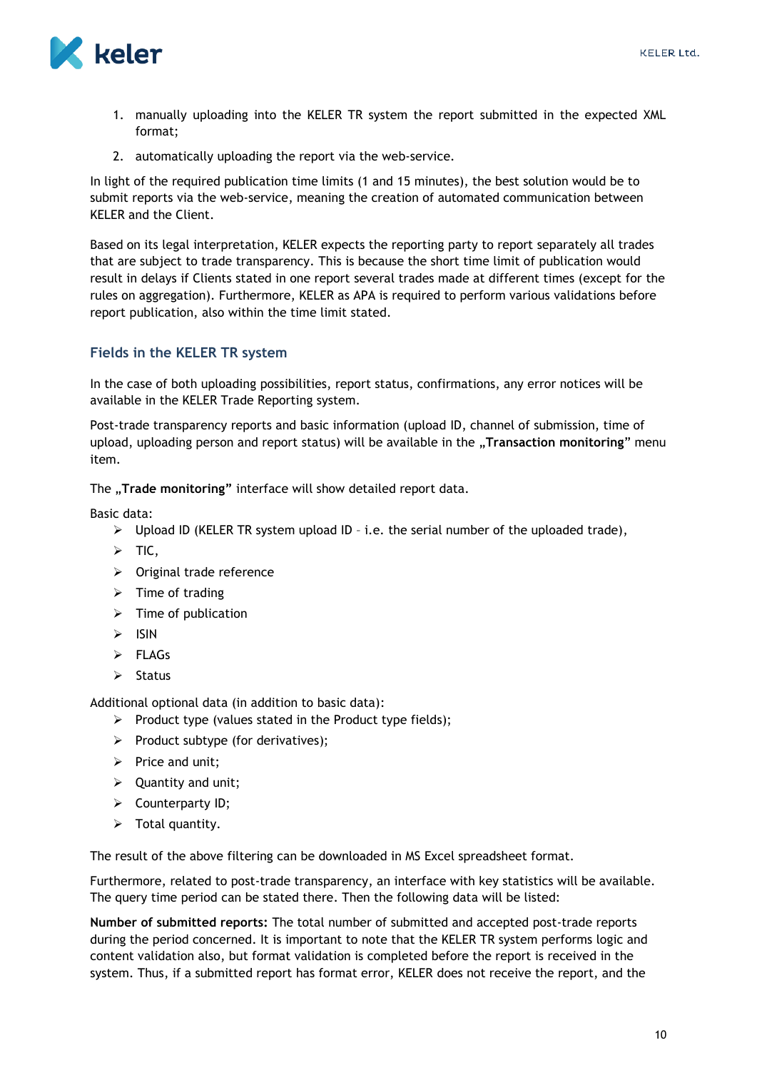1. manually uploading into the KELER TR system the report submitted in the expected XML format;
2. automatically uploading the report via the web-service.

In light of the required publication time limits (1 and 15 minutes), the best solution would be to submit reports via the web-service, meaning the creation of automated communication between KELER and the Client.

Based on its legal interpretation, KELER expects the reporting party to report separately all trades that are subject to trade transparency. This is because the short time limit of publication would result in delays if Clients stated in one report several trades made at different times (except for the rules on aggregation). Furthermore, KELER as APA is required to perform various validations before report publication, also within the time limit stated.

## Fields in the KELER TR system

In the case of both uploading possibilities, report status, confirmations, any error notices will be available in the KELER Trade Reporting system.

Post-trade transparency reports and basic information (upload ID, channel of submission, time of upload, uploading person and report status) will be available in the „**Transaction monitoring**" menu item.

The „**Trade monitoring**" interface will show detailed report data.

Basic data:

- Upload ID (KELER TR system upload ID – i.e. the serial number of the uploaded trade),
- TIC,
- Original trade reference
- Time of trading
- Time of publication
- ISIN
- FLAGs
- Status

Additional optional data (in addition to basic data):

- Product type (values stated in the Product type fields);
- Product subtype (for derivatives);
- Price and unit;
- Quantity and unit;
- Counterparty ID;
- Total quantity.

The result of the above filtering can be downloaded in MS Excel spreadsheet format.

Furthermore, related to post-trade transparency, an interface with key statistics will be available. The query time period can be stated there. Then the following data will be listed:

**Number of submitted reports:** The total number of submitted and accepted post-trade reports during the period concerned. It is important to note that the KELER TR system performs logic and content validation also, but format validation is completed before the report is received in the system. Thus, if a submitted report has format error, KELER does not receive the report, and the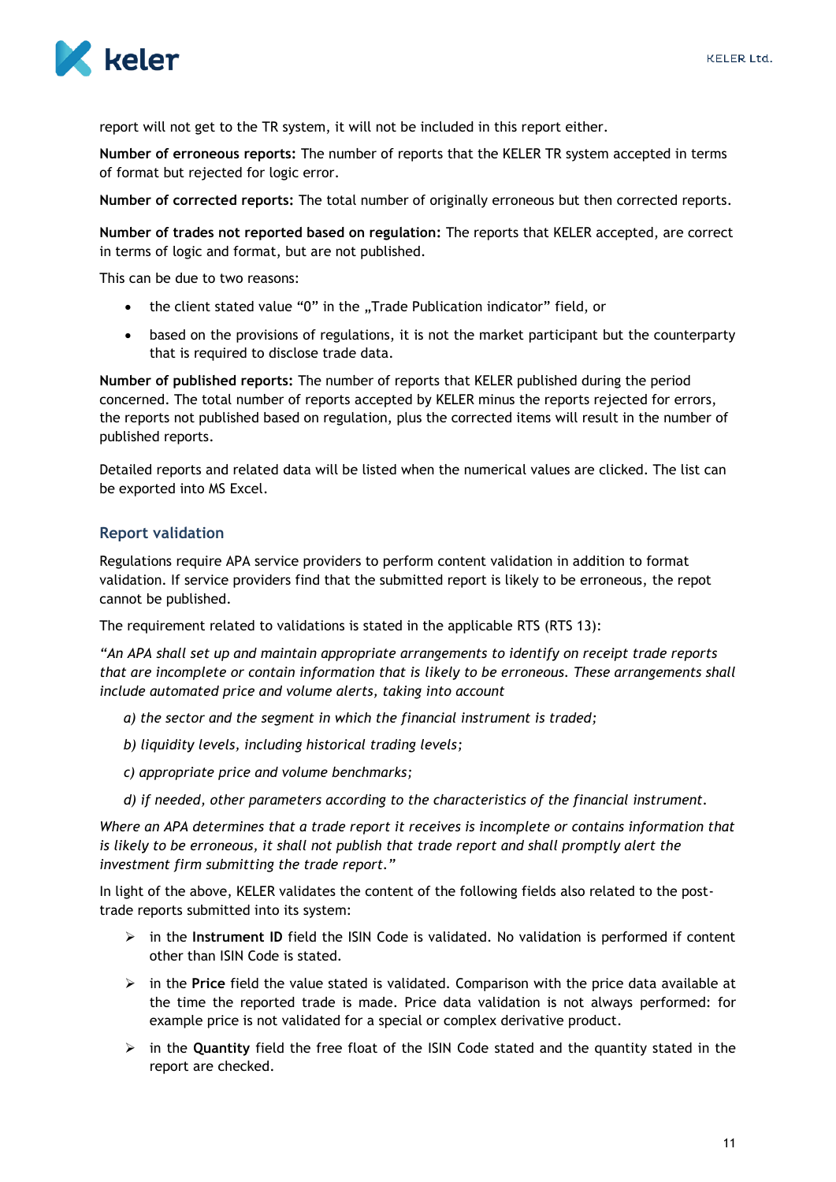report will not get to the TR system, it will not be included in this report either.

**Number of erroneous reports:** The number of reports that the KELER TR system accepted in terms of format but rejected for logic error.

**Number of corrected reports:** The total number of originally erroneous but then corrected reports.

**Number of trades not reported based on regulation:** The reports that KELER accepted, are correct in terms of logic and format, but are not published.

This can be due to two reasons:

- the client stated value "0" in the „Trade Publication indicator" field, or
- based on the provisions of regulations, it is not the market participant but the counterparty that is required to disclose trade data.

**Number of published reports:** The number of reports that KELER published during the period concerned. The total number of reports accepted by KELER minus the reports rejected for errors, the reports not published based on regulation, plus the corrected items will result in the number of published reports.

Detailed reports and related data will be listed when the numerical values are clicked. The list can be exported into MS Excel.

## Report validation

Regulations require APA service providers to perform content validation in addition to format validation. If service providers find that the submitted report is likely to be erroneous, the repot cannot be published.

The requirement related to validations is stated in the applicable RTS (RTS 13):

*"An APA shall set up and maintain appropriate arrangements to identify on receipt trade reports that are incomplete or contain information that is likely to be erroneous. These arrangements shall include automated price and volume alerts, taking into account*

*a) the sector and the segment in which the financial instrument is traded;*

*b) liquidity levels, including historical trading levels;*

*c) appropriate price and volume benchmarks;*

*d) if needed, other parameters according to the characteristics of the financial instrument.*

*Where an APA determines that a trade report it receives is incomplete or contains information that is likely to be erroneous, it shall not publish that trade report and shall promptly alert the investment firm submitting the trade report."*

In light of the above, KELER validates the content of the following fields also related to the post-trade reports submitted into its system:

- in the **Instrument ID** field the ISIN Code is validated. No validation is performed if content other than ISIN Code is stated.
- in the **Price** field the value stated is validated. Comparison with the price data available at the time the reported trade is made. Price data validation is not always performed: for example price is not validated for a special or complex derivative product.
- in the **Quantity** field the free float of the ISIN Code stated and the quantity stated in the report are checked.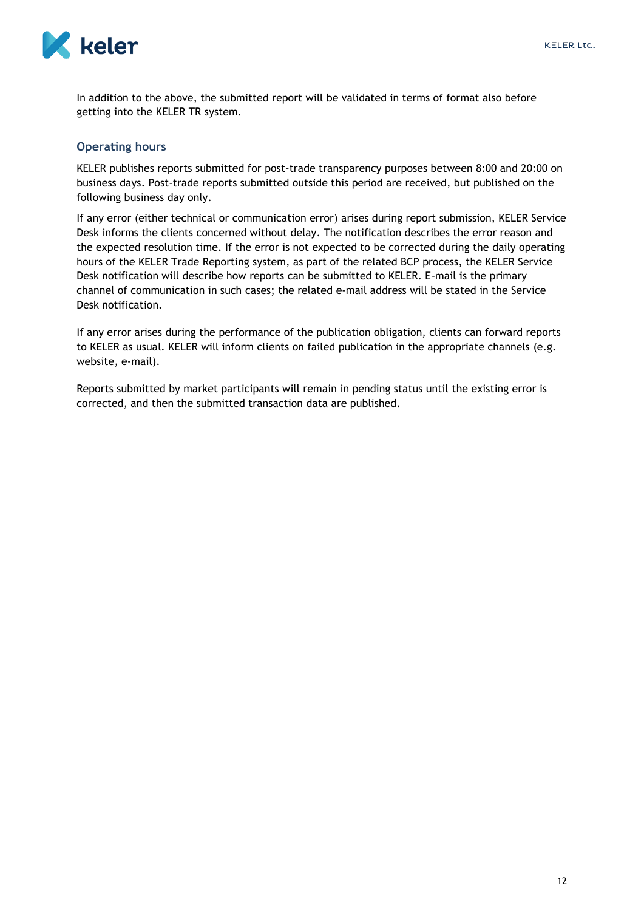In addition to the above, the submitted report will be validated in terms of format also before getting into the KELER TR system.

## Operating hours

KELER publishes reports submitted for post-trade transparency purposes between 8:00 and 20:00 on business days. Post-trade reports submitted outside this period are received, but published on the following business day only.

If any error (either technical or communication error) arises during report submission, KELER Service Desk informs the clients concerned without delay. The notification describes the error reason and the expected resolution time. If the error is not expected to be corrected during the daily operating hours of the KELER Trade Reporting system, as part of the related BCP process, the KELER Service Desk notification will describe how reports can be submitted to KELER. E-mail is the primary channel of communication in such cases; the related e-mail address will be stated in the Service Desk notification.

If any error arises during the performance of the publication obligation, clients can forward reports to KELER as usual. KELER will inform clients on failed publication in the appropriate channels (e.g. website, e-mail).

Reports submitted by market participants will remain in pending status until the existing error is corrected, and then the submitted transaction data are published.